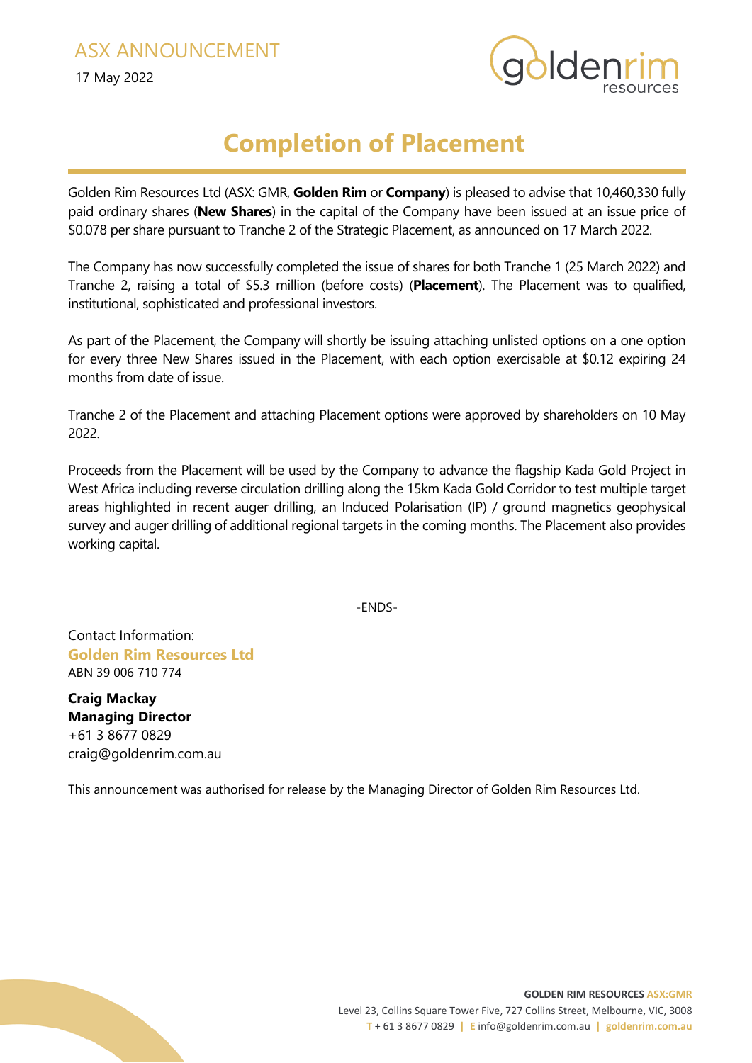ASX ANNOUNCEMENT

17 May 2022

# Completion of Placement

Golden Rim Resources Ltd (ASX: GMR, **Golden Rim** or **Company**) is pleased to advise that 10,460,330 fully paid ordinary shares (**New Shares**) in the capital of the Company have been issued at an issue price of $0.078 per share pursuant to Tranche 2 of the Strategic Placement, as announced on 17 March 2022.

The Company has now successfully completed the issue of shares for both Tranche 1 (25 March 2022) and Tranche 2, raising a total of $5.3 million (before costs) (**Placement**). The Placement was to qualified, institutional, sophisticated and professional investors.

As part of the Placement, the Company will shortly be issuing attaching unlisted options on a one option for every three New Shares issued in the Placement, with each option exercisable at $0.12 expiring 24 months from date of issue.

Tranche 2 of the Placement and attaching Placement options were approved by shareholders on 10 May 2022.

Proceeds from the Placement will be used by the Company to advance the flagship Kada Gold Project in West Africa including reverse circulation drilling along the 15km Kada Gold Corridor to test multiple target areas highlighted in recent auger drilling, an Induced Polarisation (IP) / ground magnetics geophysical survey and auger drilling of additional regional targets in the coming months. The Placement also provides working capital.

-ENDS-

Contact Information:
**Golden Rim Resources Ltd**
ABN 39 006 710 774

**Craig Mackay**
**Managing Director**
+61 3 8677 0829
craig@goldenrim.com.au

This announcement was authorised for release by the Managing Director of Golden Rim Resources Ltd.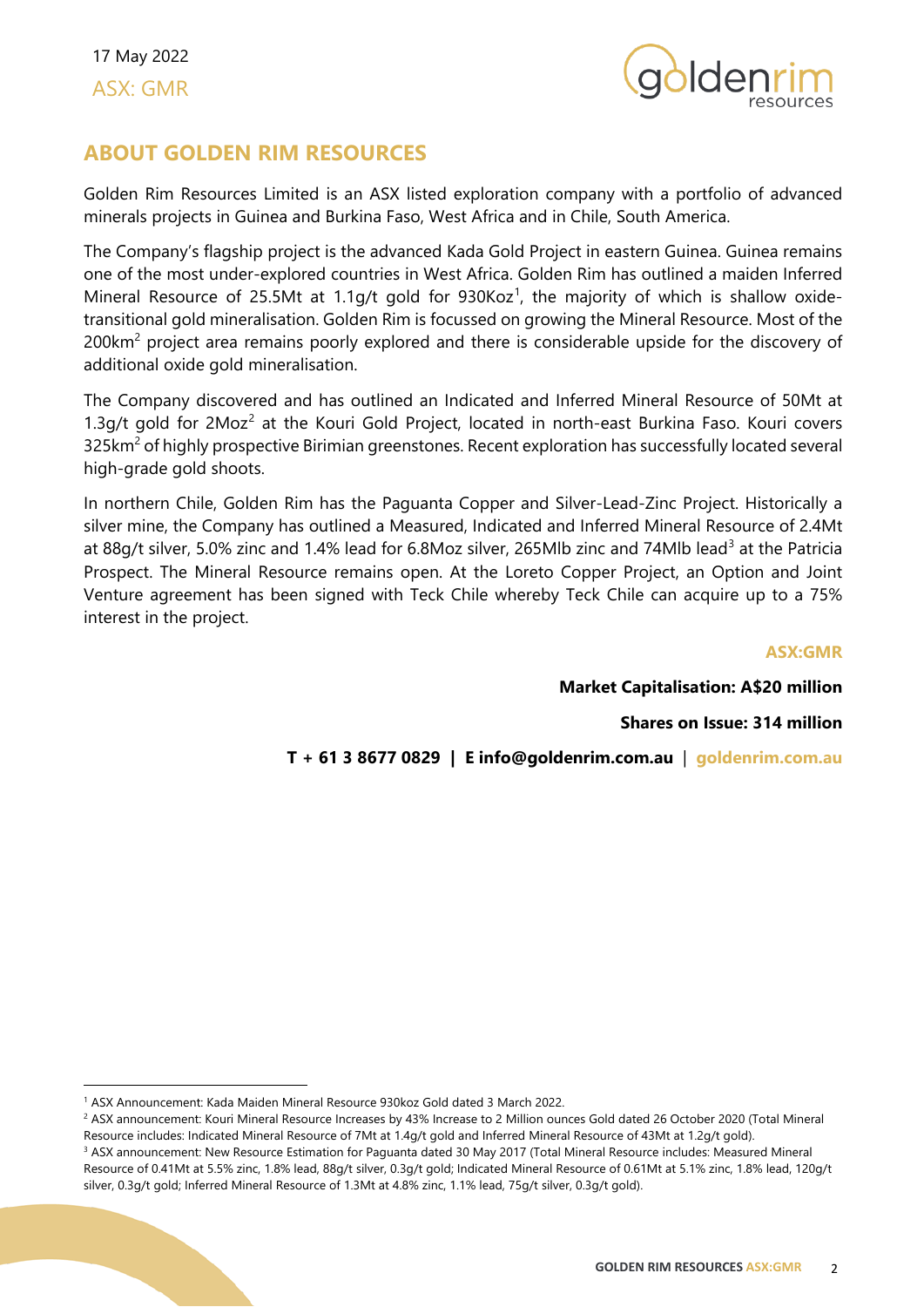## ABOUT GOLDEN RIM RESOURCES

Golden Rim Resources Limited is an ASX listed exploration company with a portfolio of advanced minerals projects in Guinea and Burkina Faso, West Africa and in Chile, South America.

The Company's flagship project is the advanced Kada Gold Project in eastern Guinea. Guinea remains one of the most under-explored countries in West Africa. Golden Rim has outlined a maiden Inferred Mineral Resource of 25.5Mt at 1.1g/t gold for 930Koz[1], the majority of which is shallow oxide-transitional gold mineralisation. Golden Rim is focussed on growing the Mineral Resource. Most of the 200km$^2$ project area remains poorly explored and there is considerable upside for the discovery of additional oxide gold mineralisation.

The Company discovered and has outlined an Indicated and Inferred Mineral Resource of 50Mt at 1.3g/t gold for 2Moz[2] at the Kouri Gold Project, located in north-east Burkina Faso. Kouri covers 325km$^2$ of highly prospective Birimian greenstones. Recent exploration has successfully located several high-grade gold shoots.

In northern Chile, Golden Rim has the Paguanta Copper and Silver-Lead-Zinc Project. Historically a silver mine, the Company has outlined a Measured, Indicated and Inferred Mineral Resource of 2.4Mt at 88g/t silver, 5.0% zinc and 1.4% lead for 6.8Moz silver, 265Mlb zinc and 74Mlb lead[3] at the Patricia Prospect. The Mineral Resource remains open. At the Loreto Copper Project, an Option and Joint Venture agreement has been signed with Teck Chile whereby Teck Chile can acquire up to a 75% interest in the project.

**ASX:GMR**

**Market Capitalisation: A$20 million**

**Shares on Issue: 314 million**

**T + 61 3 8677 0829 | E info@goldenrim.com.au | goldenrim.com.au**

[1] ASX Announcement: Kada Maiden Mineral Resource 930koz Gold dated 3 March 2022.

[2] ASX announcement: Kouri Mineral Resource Increases by 43% Increase to 2 Million ounces Gold dated 26 October 2020 (Total Mineral Resource includes: Indicated Mineral Resource of 7Mt at 1.4g/t gold and Inferred Mineral Resource of 43Mt at 1.2g/t gold).

[3] ASX announcement: New Resource Estimation for Paguanta dated 30 May 2017 (Total Mineral Resource includes: Measured Mineral Resource of 0.41Mt at 5.5% zinc, 1.8% lead, 88g/t silver, 0.3g/t gold; Indicated Mineral Resource of 0.61Mt at 5.1% zinc, 1.8% lead, 120g/t silver, 0.3g/t gold; Inferred Mineral Resource of 1.3Mt at 4.8% zinc, 1.1% lead, 75g/t silver, 0.3g/t gold).